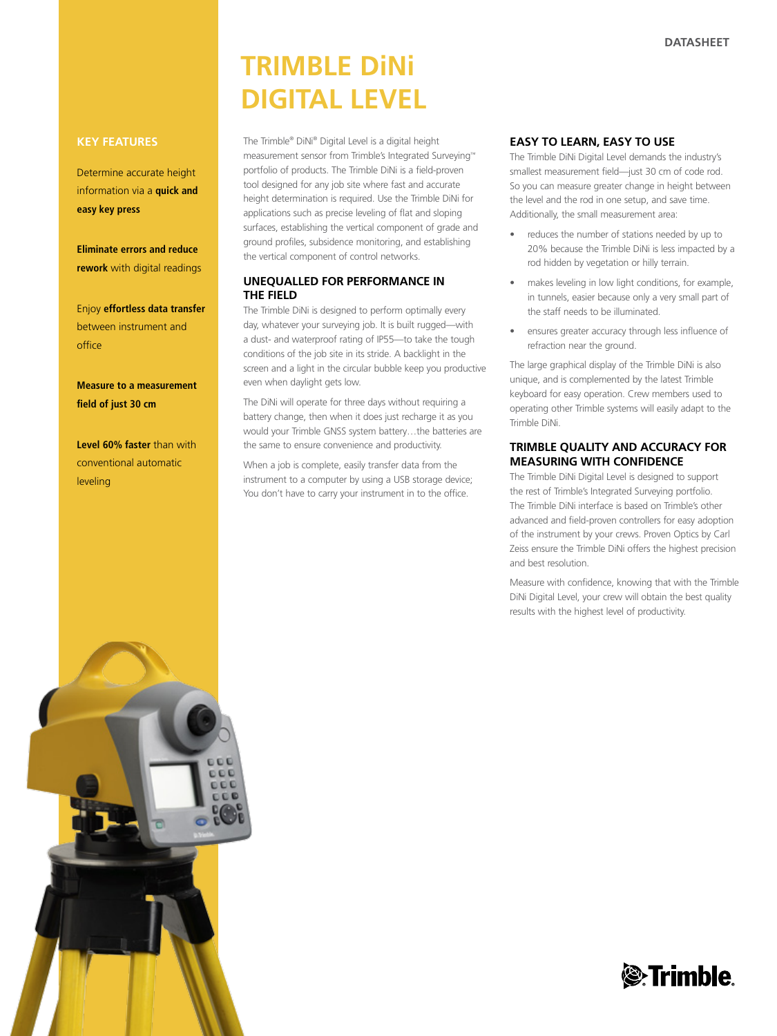DATASHEET

# TRIMBLE DiNi DIGITAL LEVEL

## KEY FEATURES

Determine accurate height information via a **quick and easy key press**

**Eliminate errors and reduce rework** with digital readings

Enjoy **effortless data transfer** between instrument and office

**Measure to a measurement field of just 30 cm**

**Level 60% faster** than with conventional automatic leveling

The Trimble® DiNi® Digital Level is a digital height measurement sensor from Trimble's Integrated Surveying™ portfolio of products. The Trimble DiNi is a field-proven tool designed for any job site where fast and accurate height determination is required. Use the Trimble DiNi for applications such as precise leveling of flat and sloping surfaces, establishing the vertical component of grade and ground profiles, subsidence monitoring, and establishing the vertical component of control networks.

## UNEQUALLED FOR PERFORMANCE IN THE FIELD

The Trimble DiNi is designed to perform optimally every day, whatever your surveying job. It is built rugged—with a dust- and waterproof rating of IP55—to take the tough conditions of the job site in its stride. A backlight in the screen and a light in the circular bubble keep you productive even when daylight gets low.

The DiNi will operate for three days without requiring a battery change, then when it does just recharge it as you would your Trimble GNSS system battery…the batteries are the same to ensure convenience and productivity.

When a job is complete, easily transfer data from the instrument to a computer by using a USB storage device; You don't have to carry your instrument in to the office.

## EASY TO LEARN, EASY TO USE

The Trimble DiNi Digital Level demands the industry's smallest measurement field—just 30 cm of code rod. So you can measure greater change in height between the level and the rod in one setup, and save time. Additionally, the small measurement area:

- reduces the number of stations needed by up to 20% because the Trimble DiNi is less impacted by a rod hidden by vegetation or hilly terrain.
- makes leveling in low light conditions, for example, in tunnels, easier because only a very small part of the staff needs to be illuminated.
- ensures greater accuracy through less influence of refraction near the ground.

The large graphical display of the Trimble DiNi is also unique, and is complemented by the latest Trimble keyboard for easy operation. Crew members used to operating other Trimble systems will easily adapt to the Trimble DiNi.

## TRIMBLE QUALITY AND ACCURACY FOR MEASURING WITH CONFIDENCE

The Trimble DiNi Digital Level is designed to support the rest of Trimble's Integrated Surveying portfolio. The Trimble DiNi interface is based on Trimble's other advanced and field-proven controllers for easy adoption of the instrument by your crews. Proven Optics by Carl Zeiss ensure the Trimble DiNi offers the highest precision and best resolution.

Measure with confidence, knowing that with the Trimble DiNi Digital Level, your crew will obtain the best quality results with the highest level of productivity.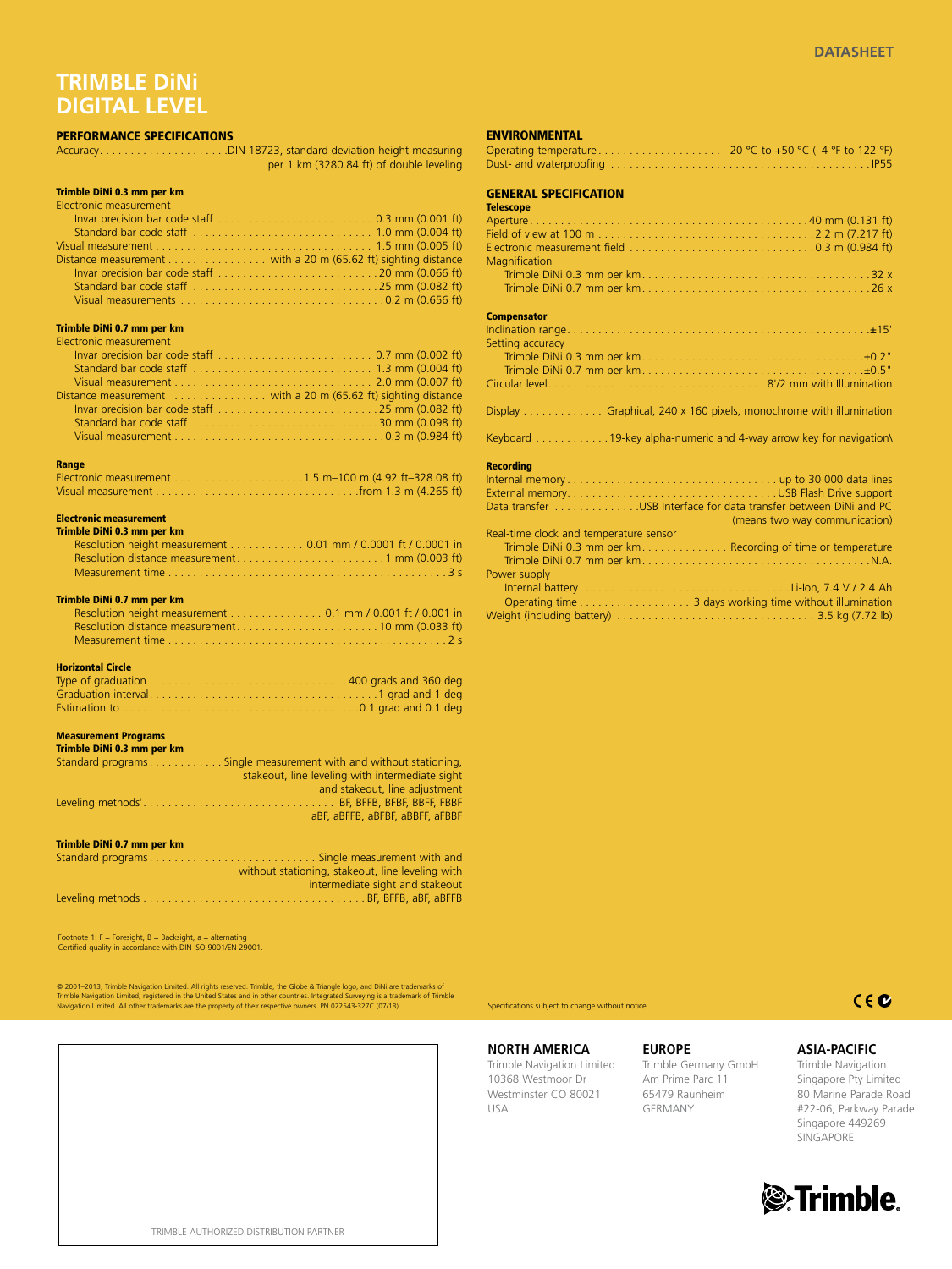# TRIMBLE DiNi DIGITAL LEVEL

## PERFORMANCE SPECIFICATIONS

Accuracy. . . . . . . . . . . . . . . . . . . . .DIN 18723, standard deviation height measuring per 1 km (3280.84 ft) of double leveling

#### Trimble DiNi 0.3 mm per km

Electronic measurement
- Invar precision bar code staff . . . . . . . . . . . . . . . . . . . . . . . . 0.3 mm (0.001 ft)
- Standard bar code staff . . . . . . . . . . . . . . . . . . . . . . . . . . . . 1.0 mm (0.004 ft)

Visual measurement . . . . . . . . . . . . . . . . . . . . . . . . . . . . . . . . . 1.5 mm (0.005 ft)

Distance measurement . . . . . . . . . . . . . . . with a 20 m (65.62 ft) sighting distance
- Invar precision bar code staff . . . . . . . . . . . . . . . . . . . . . . . . .20 mm (0.066 ft)
- Standard bar code staff . . . . . . . . . . . . . . . . . . . . . . . . . . . . .25 mm (0.082 ft)
- Visual measurements . . . . . . . . . . . . . . . . . . . . . . . . . . . . . . .0.2 m (0.656 ft)

#### Trimble DiNi 0.7 mm per km

Electronic measurement
- Invar precision bar code staff . . . . . . . . . . . . . . . . . . . . . . . . 0.7 mm (0.002 ft)
- Standard bar code staff . . . . . . . . . . . . . . . . . . . . . . . . . . . . 1.3 mm (0.004 ft)
- Visual measurement . . . . . . . . . . . . . . . . . . . . . . . . . . . . . . . 2.0 mm (0.007 ft)

Distance measurement . . . . . . . . . . . . . . . with a 20 m (65.62 ft) sighting distance
- Invar precision bar code staff . . . . . . . . . . . . . . . . . . . . . . . . .25 mm (0.082 ft)
- Standard bar code staff . . . . . . . . . . . . . . . . . . . . . . . . . . . . .30 mm (0.098 ft)
- Visual measurement . . . . . . . . . . . . . . . . . . . . . . . . . . . . . . . .0.3 m (0.984 ft)

#### Range

Electronic measurement . . . . . . . . . . . . . . . . . . . .1.5 m–100 m (4.92 ft–328.08 ft)

Visual measurement . . . . . . . . . . . . . . . . . . . . . . . . . . . . . . . .from 1.3 m (4.265 ft)

#### Electronic measurement

**Trimble DiNi 0.3 mm per km**
- Resolution height measurement . . . . . . . . . . . . 0.01 mm / 0.0001 ft / 0.0001 in
- Resolution distance measurement. . . . . . . . . . . . . . . . . . . . . . . .1 mm (0.003 ft)
- Measurement time . . . . . . . . . . . . . . . . . . . . . . . . . . . . . . . . . . . . . . . . . . . 3 s

**Trimble DiNi 0.7 mm per km**
- Resolution height measurement . . . . . . . . . . . . . . . 0.1 mm / 0.001 ft / 0.001 in
- Resolution distance measurement. . . . . . . . . . . . . . . . . . . . . . .10 mm (0.033 ft)
- Measurement time . . . . . . . . . . . . . . . . . . . . . . . . . . . . . . . . . . . . . . . . . . . 2 s

#### Horizontal Circle

Type of graduation . . . . . . . . . . . . . . . . . . . . . . . . . . . . . . .400 grads and 360 deg

Graduation interval. . . . . . . . . . . . . . . . . . . . . . . . . . . . . . . . . . . .1 grad and 1 deg

Estimation to . . . . . . . . . . . . . . . . . . . . . . . . . . . . . . . . . . . . .0.1 grad and 0.1 deg

#### Measurement Programs

**Trimble DiNi 0.3 mm per km**

Standard programs . . . . . . . . . . . . Single measurement with and without stationing, stakeout, line leveling with intermediate sight and stakeout, line adjustment

Leveling methods[1] . . . . . . . . . . . . . . . . . . . . . . . . . . . . . . . BF, BFFB, BFBF, BBFF, FBBF aBF, aBFFB, aBFBF, aBBFF, aFBBF

**Trimble DiNi 0.7 mm per km**

Standard programs . . . . . . . . . . . . . . . . . . . . . . . . . . Single measurement with and without stationing, stakeout, line leveling with intermediate sight and stakeout

Leveling methods . . . . . . . . . . . . . . . . . . . . . . . . . . . . . . . . . . . BF, BFFB, aBF, aBFFB

Footnote 1: F = Foresight, B = Backsight, a = alternating
Certified quality in accordance with DIN ISO 9001/EN 29001.

## ENVIRONMENTAL

Operating temperature . . . . . . . . . . . . . . . . . . . . –20 °C to +50 °C (–4 °F to 122 °F)

Dust- and waterproofing . . . . . . . . . . . . . . . . . . . . . . . . . . . . . . . . . . . . . . . . . IP55

## GENERAL SPECIFICATION

#### Telescope

Aperture . . . . . . . . . . . . . . . . . . . . . . . . . . . . . . . . . . . . . . . . . . . . .40 mm (0.131 ft)

Field of view at 100 m . . . . . . . . . . . . . . . . . . . . . . . . . . . . . . . . . . .2.2 m (7.217 ft)

Electronic measurement field . . . . . . . . . . . . . . . . . . . . . . . . . . . . .0.3 m (0.984 ft)

Magnification
- Trimble DiNi 0.3 mm per km. . . . . . . . . . . . . . . . . . . . . . . . . . . . . . . . . . . .32 x
- Trimble DiNi 0.7 mm per km. . . . . . . . . . . . . . . . . . . . . . . . . . . . . . . . . . . .26 x

#### Compensator

Inclination range. . . . . . . . . . . . . . . . . . . . . . . . . . . . . . . . . . . . . . . . . . . . . . . .±15'

Setting accuracy
- Trimble DiNi 0.3 mm per km. . . . . . . . . . . . . . . . . . . . . . . . . . . . . . . . . . .±0.2"
- Trimble DiNi 0.7 mm per km. . . . . . . . . . . . . . . . . . . . . . . . . . . . . . . . . . .±0.5"

Circular level. . . . . . . . . . . . . . . . . . . . . . . . . . . . . . . . . . . 8'/2 mm with Illumination

Display . . . . . . . . . . . . . Graphical, 240 x 160 pixels, monochrome with illumination

Keyboard . . . . . . . . . . . .19-key alpha-numeric and 4-way arrow key for navigation\

#### Recording

Internal memory . . . . . . . . . . . . . . . . . . . . . . . . . . . . . . . . . . . up to 30 000 data lines

External memory. . . . . . . . . . . . . . . . . . . . . . . . . . . . . . . . . . . .USB Flash Drive support

Data transfer . . . . . . . . . . . . . .USB Interface for data transfer between DiNi and PC (means two way communication)

Real-time clock and temperature sensor
- Trimble DiNi 0.3 mm per km. . . . . . . . . . . . . . Recording of time or temperature
- Trimble DiNi 0.7 mm per km. . . . . . . . . . . . . . . . . . . . . . . . . . . . . . . . . . . . .N.A.

Power supply
- Internal battery . . . . . . . . . . . . . . . . . . . . . . . . . . . . . . . . . . . Li-Ion, 7.4 V / 2.4 Ah
- Operating time . . . . . . . . . . . . . . . . . . 3 days working time without illumination

Weight (including battery) . . . . . . . . . . . . . . . . . . . . . . . . . . . . . . . . 3.5 kg (7.72 lb)

© 2001–2013, Trimble Navigation Limited. All rights reserved. Trimble, the Globe & Triangle logo, and DiNi are trademarks of Trimble Navigation Limited, registered in the United States and in other countries. Integrated Surveying is a trademark of Trimble Navigation Limited. All other trademarks are the property of their respective owners. PN 022543-327C (07/13)

Specifications subject to change without notice.

TRIMBLE AUTHORIZED DISTRIBUTION PARTNER

**NORTH AMERICA**
Trimble Navigation Limited
10368 Westmoor Dr
Westminster CO 80021
USA

**EUROPE**
Trimble Germany GmbH
Am Prime Parc 11
65479 Raunheim
GERMANY

**ASIA-PACIFIC**
Trimble Navigation
Singapore Pty Limited
80 Marine Parade Road
#22-06, Parkway Parade
Singapore 449269
SINGAPORE